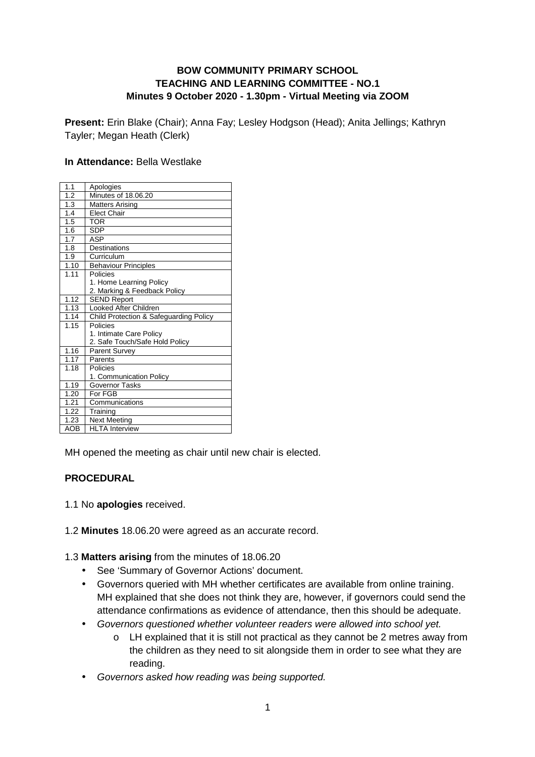**BOW COMMUNITY PRIMARY SCHOOL**
**TEACHING AND LEARNING COMMITTEE - NO.1**
**Minutes 9 October 2020 - 1.30pm - Virtual Meeting via ZOOM**

**Present:** Erin Blake (Chair); Anna Fay; Lesley Hodgson (Head); Anita Jellings; Kathryn Tayler; Megan Heath (Clerk)

**In Attendance:** Bella Westlake

| | |
|---|---|
| 1.1 | Apologies |
| 1.2 | Minutes of 18.06.20 |
| 1.3 | Matters Arising |
| 1.4 | Elect Chair |
| 1.5 | TOR |
| 1.6 | SDP |
| 1.7 | ASP |
| 1.8 | Destinations |
| 1.9 | Curriculum |
| 1.10 | Behaviour Principles |
| 1.11 | Policies<br>1. Home Learning Policy<br>2. Marking & Feedback Policy |
| 1.12 | SEND Report |
| 1.13 | Looked After Children |
| 1.14 | Child Protection & Safeguarding Policy |
| 1.15 | Policies<br>1. Intimate Care Policy<br>2. Safe Touch/Safe Hold Policy |
| 1.16 | Parent Survey |
| 1.17 | Parents |
| 1.18 | Policies<br>1. Communication Policy |
| 1.19 | Governor Tasks |
| 1.20 | For FGB |
| 1.21 | Communications |
| 1.22 | Training |
| 1.23 | Next Meeting |
| AOB | HLTA Interview |

MH opened the meeting as chair until new chair is elected.

**PROCEDURAL**

1.1 No **apologies** received.

1.2 **Minutes** 18.06.20 were agreed as an accurate record.

1.3 **Matters arising** from the minutes of 18.06.20

- See 'Summary of Governor Actions' document.
- Governors queried with MH whether certificates are available from online training. MH explained that she does not think they are, however, if governors could send the attendance confirmations as evidence of attendance, then this should be adequate.
- *Governors questioned whether volunteer readers were allowed into school yet.*
  - LH explained that it is still not practical as they cannot be 2 metres away from the children as they need to sit alongside them in order to see what they are reading.
- *Governors asked how reading was being supported.*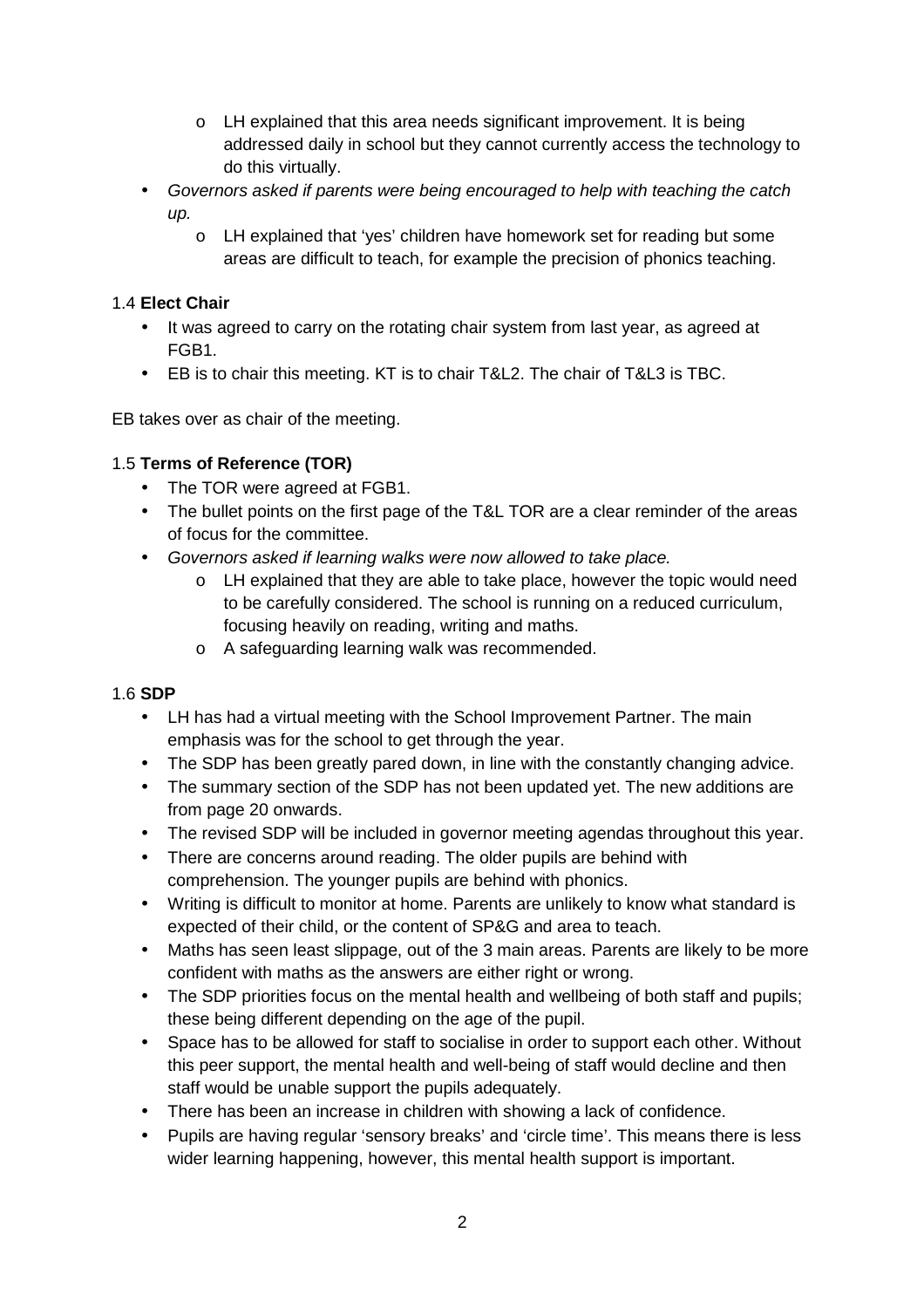- LH explained that this area needs significant improvement. It is being addressed daily in school but they cannot currently access the technology to do this virtually.
- *Governors asked if parents were being encouraged to help with teaching the catch up.*
    - LH explained that 'yes' children have homework set for reading but some areas are difficult to teach, for example the precision of phonics teaching.

1.4 **Elect Chair**

- It was agreed to carry on the rotating chair system from last year, as agreed at FGB1.
- EB is to chair this meeting. KT is to chair T&L2. The chair of T&L3 is TBC.

EB takes over as chair of the meeting.

1.5 **Terms of Reference (TOR)**

- The TOR were agreed at FGB1.
- The bullet points on the first page of the T&L TOR are a clear reminder of the areas of focus for the committee.
- *Governors asked if learning walks were now allowed to take place.*
    - LH explained that they are able to take place, however the topic would need to be carefully considered. The school is running on a reduced curriculum, focusing heavily on reading, writing and maths.
    - A safeguarding learning walk was recommended.

1.6 **SDP**

- LH has had a virtual meeting with the School Improvement Partner. The main emphasis was for the school to get through the year.
- The SDP has been greatly pared down, in line with the constantly changing advice.
- The summary section of the SDP has not been updated yet. The new additions are from page 20 onwards.
- The revised SDP will be included in governor meeting agendas throughout this year.
- There are concerns around reading. The older pupils are behind with comprehension. The younger pupils are behind with phonics.
- Writing is difficult to monitor at home. Parents are unlikely to know what standard is expected of their child, or the content of SP&G and area to teach.
- Maths has seen least slippage, out of the 3 main areas. Parents are likely to be more confident with maths as the answers are either right or wrong.
- The SDP priorities focus on the mental health and wellbeing of both staff and pupils; these being different depending on the age of the pupil.
- Space has to be allowed for staff to socialise in order to support each other. Without this peer support, the mental health and well-being of staff would decline and then staff would be unable support the pupils adequately.
- There has been an increase in children with showing a lack of confidence.
- Pupils are having regular 'sensory breaks' and 'circle time'. This means there is less wider learning happening, however, this mental health support is important.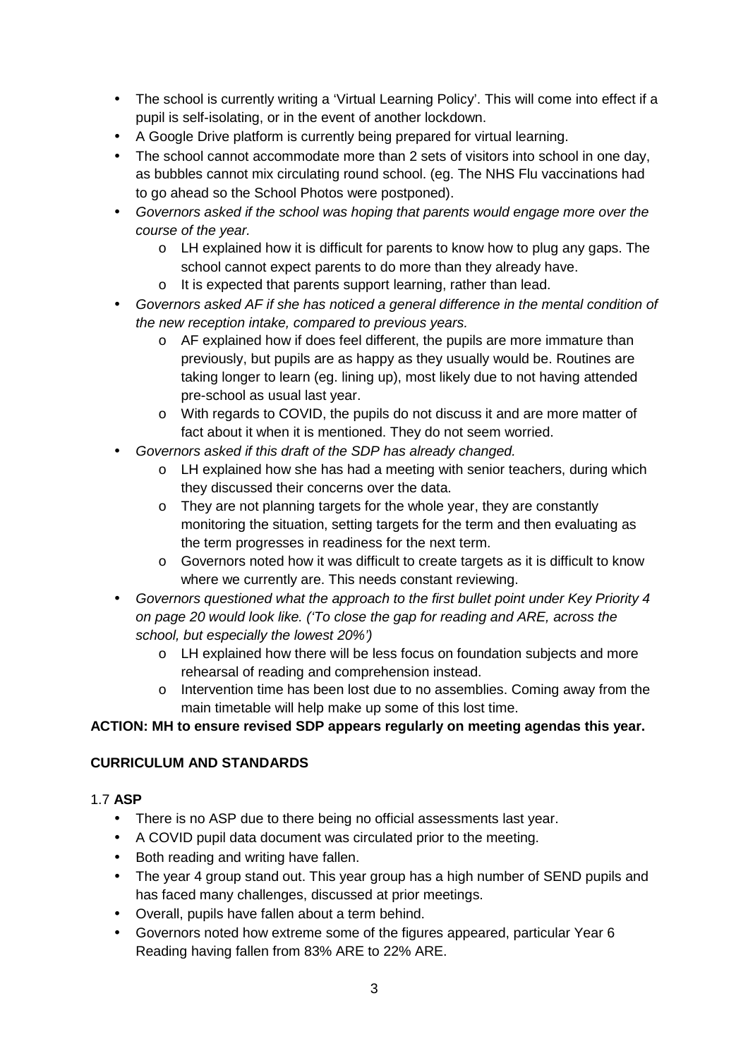- The school is currently writing a 'Virtual Learning Policy'. This will come into effect if a pupil is self-isolating, or in the event of another lockdown.
- A Google Drive platform is currently being prepared for virtual learning.
- The school cannot accommodate more than 2 sets of visitors into school in one day, as bubbles cannot mix circulating round school. (eg. The NHS Flu vaccinations had to go ahead so the School Photos were postponed).
- *Governors asked if the school was hoping that parents would engage more over the course of the year.*
    - LH explained how it is difficult for parents to know how to plug any gaps. The school cannot expect parents to do more than they already have.
    - It is expected that parents support learning, rather than lead.
- *Governors asked AF if she has noticed a general difference in the mental condition of the new reception intake, compared to previous years.*
    - AF explained how if does feel different, the pupils are more immature than previously, but pupils are as happy as they usually would be. Routines are taking longer to learn (eg. lining up), most likely due to not having attended pre-school as usual last year.
    - With regards to COVID, the pupils do not discuss it and are more matter of fact about it when it is mentioned. They do not seem worried.
- *Governors asked if this draft of the SDP has already changed.*
    - LH explained how she has had a meeting with senior teachers, during which they discussed their concerns over the data.
    - They are not planning targets for the whole year, they are constantly monitoring the situation, setting targets for the term and then evaluating as the term progresses in readiness for the next term.
    - Governors noted how it was difficult to create targets as it is difficult to know where we currently are. This needs constant reviewing.
- *Governors questioned what the approach to the first bullet point under Key Priority 4 on page 20 would look like. ('To close the gap for reading and ARE, across the school, but especially the lowest 20%')*
    - LH explained how there will be less focus on foundation subjects and more rehearsal of reading and comprehension instead.
    - Intervention time has been lost due to no assemblies. Coming away from the main timetable will help make up some of this lost time.

**ACTION: MH to ensure revised SDP appears regularly on meeting agendas this year.**

**CURRICULUM AND STANDARDS**

1.7 **ASP**

- There is no ASP due to there being no official assessments last year.
- A COVID pupil data document was circulated prior to the meeting.
- Both reading and writing have fallen.
- The year 4 group stand out. This year group has a high number of SEND pupils and has faced many challenges, discussed at prior meetings.
- Overall, pupils have fallen about a term behind.
- Governors noted how extreme some of the figures appeared, particular Year 6 Reading having fallen from 83% ARE to 22% ARE.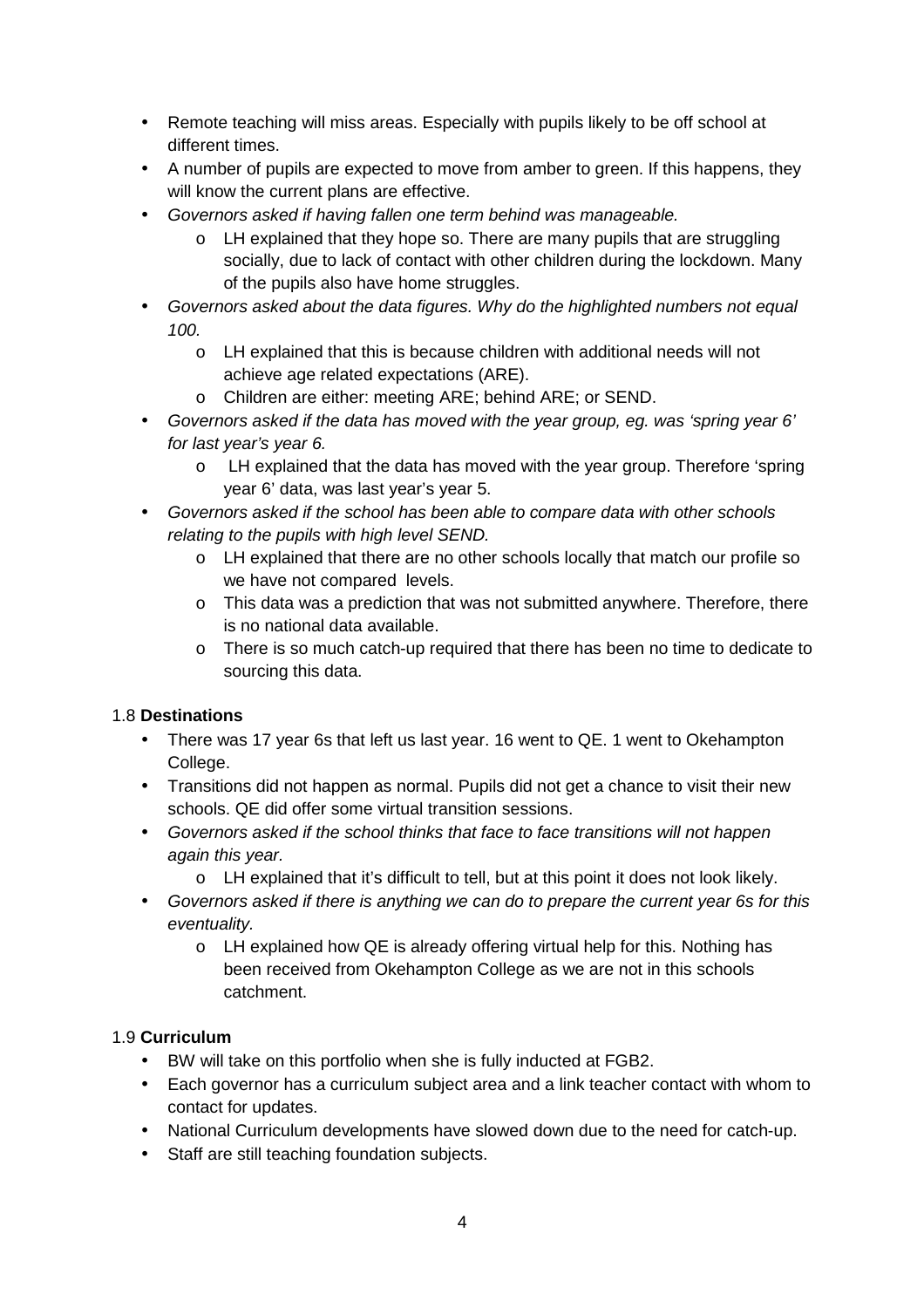- Remote teaching will miss areas. Especially with pupils likely to be off school at different times.
- A number of pupils are expected to move from amber to green. If this happens, they will know the current plans are effective.
- *Governors asked if having fallen one term behind was manageable.*
    - LH explained that they hope so. There are many pupils that are struggling socially, due to lack of contact with other children during the lockdown. Many of the pupils also have home struggles.
- *Governors asked about the data figures. Why do the highlighted numbers not equal 100.*
    - LH explained that this is because children with additional needs will not achieve age related expectations (ARE).
    - Children are either: meeting ARE; behind ARE; or SEND.
- *Governors asked if the data has moved with the year group, eg. was 'spring year 6' for last year's year 6.*
    - LH explained that the data has moved with the year group. Therefore 'spring year 6' data, was last year's year 5.
- *Governors asked if the school has been able to compare data with other schools relating to the pupils with high level SEND.*
    - LH explained that there are no other schools locally that match our profile so we have not compared levels.
    - This data was a prediction that was not submitted anywhere. Therefore, there is no national data available.
    - There is so much catch-up required that there has been no time to dedicate to sourcing this data.

1.8 **Destinations**

- There was 17 year 6s that left us last year. 16 went to QE. 1 went to Okehampton College.
- Transitions did not happen as normal. Pupils did not get a chance to visit their new schools. QE did offer some virtual transition sessions.
- *Governors asked if the school thinks that face to face transitions will not happen again this year.*
    - LH explained that it's difficult to tell, but at this point it does not look likely.
- *Governors asked if there is anything we can do to prepare the current year 6s for this eventuality.*
    - LH explained how QE is already offering virtual help for this. Nothing has been received from Okehampton College as we are not in this schools catchment.

1.9 **Curriculum**

- BW will take on this portfolio when she is fully inducted at FGB2.
- Each governor has a curriculum subject area and a link teacher contact with whom to contact for updates.
- National Curriculum developments have slowed down due to the need for catch-up.
- Staff are still teaching foundation subjects.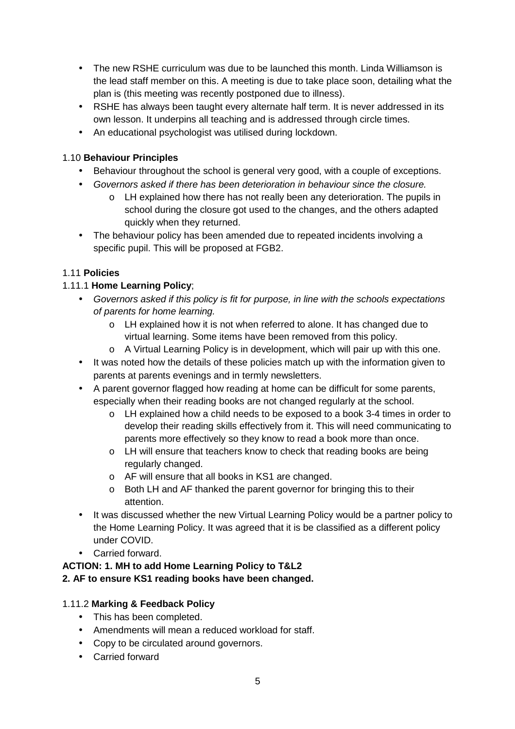- The new RSHE curriculum was due to be launched this month. Linda Williamson is the lead staff member on this. A meeting is due to take place soon, detailing what the plan is (this meeting was recently postponed due to illness).
- RSHE has always been taught every alternate half term. It is never addressed in its own lesson. It underpins all teaching and is addressed through circle times.
- An educational psychologist was utilised during lockdown.

1.10 **Behaviour Principles**

- Behaviour throughout the school is general very good, with a couple of exceptions.
- *Governors asked if there has been deterioration in behaviour since the closure.*
    - LH explained how there has not really been any deterioration. The pupils in school during the closure got used to the changes, and the others adapted quickly when they returned.
- The behaviour policy has been amended due to repeated incidents involving a specific pupil. This will be proposed at FGB2.

1.11 **Policies**

1.11.1 **Home Learning Policy**;

- *Governors asked if this policy is fit for purpose, in line with the schools expectations of parents for home learning.*
    - LH explained how it is not when referred to alone. It has changed due to virtual learning. Some items have been removed from this policy.
    - A Virtual Learning Policy is in development, which will pair up with this one.
- It was noted how the details of these policies match up with the information given to parents at parents evenings and in termly newsletters.
- A parent governor flagged how reading at home can be difficult for some parents, especially when their reading books are not changed regularly at the school.
    - LH explained how a child needs to be exposed to a book 3-4 times in order to develop their reading skills effectively from it. This will need communicating to parents more effectively so they know to read a book more than once.
    - LH will ensure that teachers know to check that reading books are being regularly changed.
    - AF will ensure that all books in KS1 are changed.
    - Both LH and AF thanked the parent governor for bringing this to their attention.
- It was discussed whether the new Virtual Learning Policy would be a partner policy to the Home Learning Policy. It was agreed that it is be classified as a different policy under COVID.
- Carried forward.

**ACTION: 1. MH to add Home Learning Policy to T&L2**
**2. AF to ensure KS1 reading books have been changed.**

1.11.2 **Marking & Feedback Policy**

- This has been completed.
- Amendments will mean a reduced workload for staff.
- Copy to be circulated around governors.
- Carried forward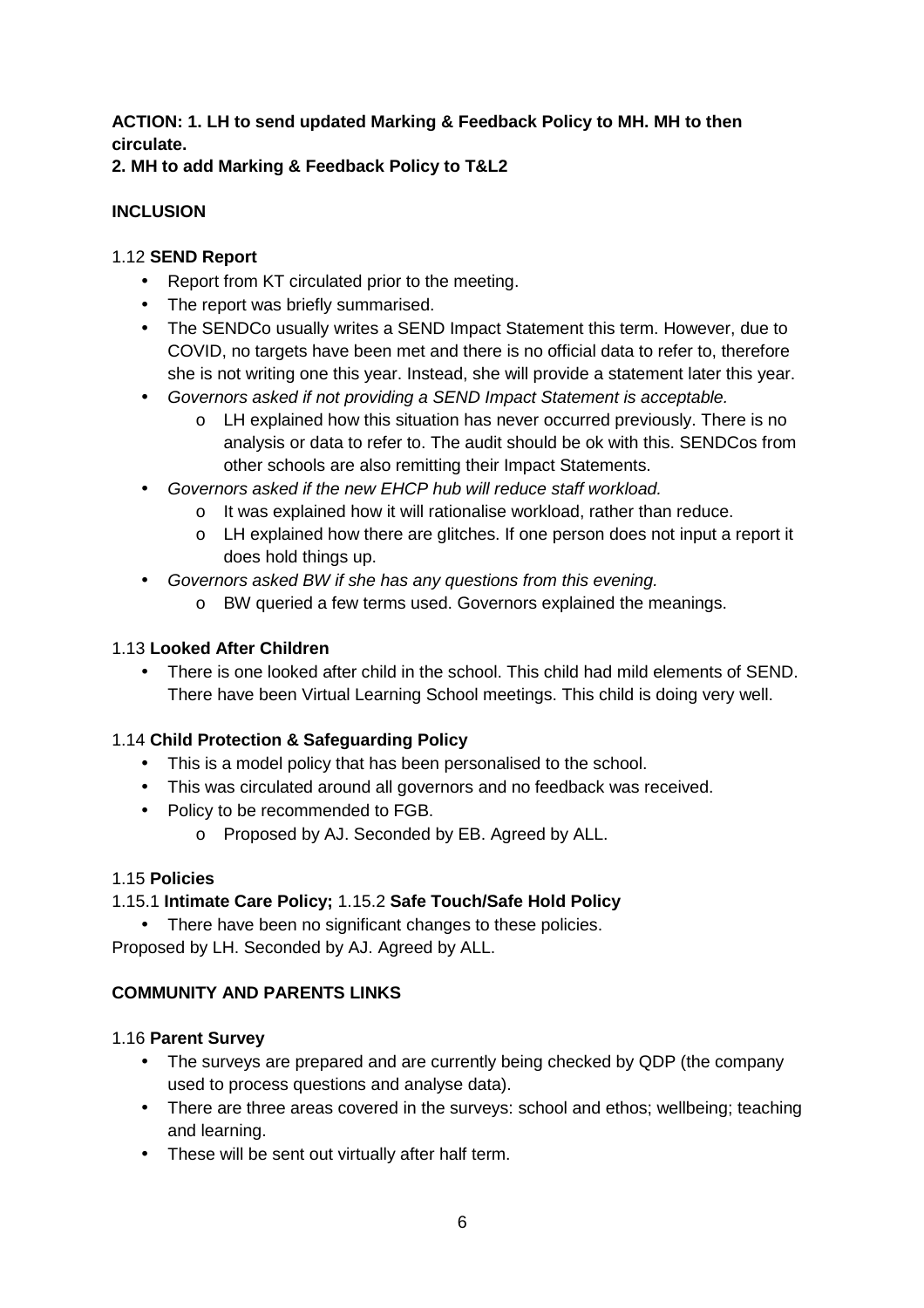**ACTION: 1. LH to send updated Marking & Feedback Policy to MH. MH to then circulate.**
**2. MH to add Marking & Feedback Policy to T&L2**

**INCLUSION**

1.12 **SEND Report**

- Report from KT circulated prior to the meeting.
- The report was briefly summarised.
- The SENDCo usually writes a SEND Impact Statement this term. However, due to COVID, no targets have been met and there is no official data to refer to, therefore she is not writing one this year. Instead, she will provide a statement later this year.
- *Governors asked if not providing a SEND Impact Statement is acceptable.*
  - LH explained how this situation has never occurred previously. There is no analysis or data to refer to. The audit should be ok with this. SENDCos from other schools are also remitting their Impact Statements.
- *Governors asked if the new EHCP hub will reduce staff workload.*
  - It was explained how it will rationalise workload, rather than reduce.
  - LH explained how there are glitches. If one person does not input a report it does hold things up.
- *Governors asked BW if she has any questions from this evening.*
  - BW queried a few terms used. Governors explained the meanings.

1.13 **Looked After Children**

- There is one looked after child in the school. This child had mild elements of SEND. There have been Virtual Learning School meetings. This child is doing very well.

1.14 **Child Protection & Safeguarding Policy**

- This is a model policy that has been personalised to the school.
- This was circulated around all governors and no feedback was received.
- Policy to be recommended to FGB.
  - Proposed by AJ. Seconded by EB. Agreed by ALL.

1.15 **Policies**

1.15.1 **Intimate Care Policy;** 1.15.2 **Safe Touch/Safe Hold Policy**

- There have been no significant changes to these policies.

Proposed by LH. Seconded by AJ. Agreed by ALL.

**COMMUNITY AND PARENTS LINKS**

1.16 **Parent Survey**

- The surveys are prepared and are currently being checked by QDP (the company used to process questions and analyse data).
- There are three areas covered in the surveys: school and ethos; wellbeing; teaching and learning.
- These will be sent out virtually after half term.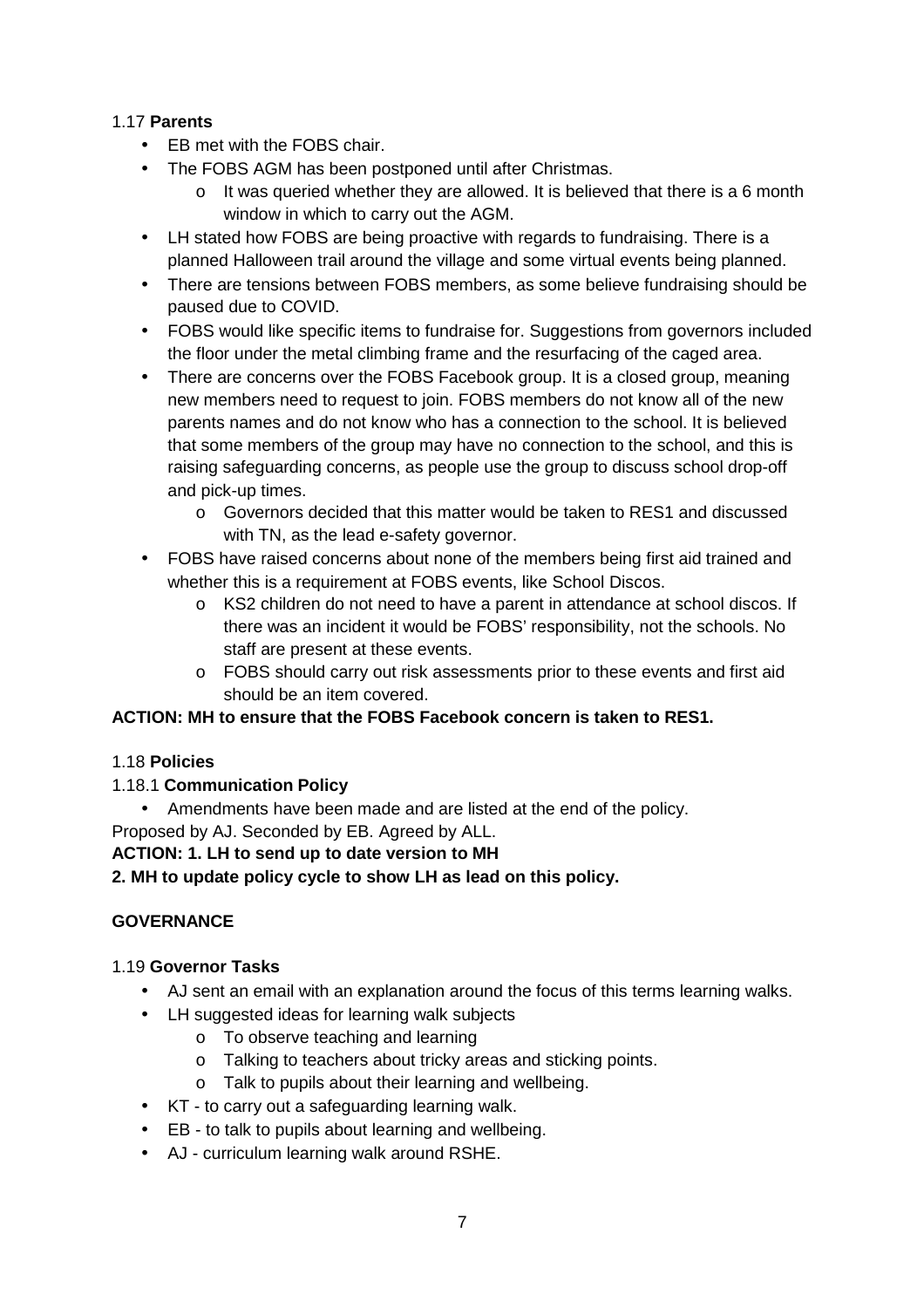1.17 **Parents**

- EB met with the FOBS chair.
- The FOBS AGM has been postponed until after Christmas.
  - It was queried whether they are allowed. It is believed that there is a 6 month window in which to carry out the AGM.
- LH stated how FOBS are being proactive with regards to fundraising. There is a planned Halloween trail around the village and some virtual events being planned.
- There are tensions between FOBS members, as some believe fundraising should be paused due to COVID.
- FOBS would like specific items to fundraise for. Suggestions from governors included the floor under the metal climbing frame and the resurfacing of the caged area.
- There are concerns over the FOBS Facebook group. It is a closed group, meaning new members need to request to join. FOBS members do not know all of the new parents names and do not know who has a connection to the school. It is believed that some members of the group may have no connection to the school, and this is raising safeguarding concerns, as people use the group to discuss school drop-off and pick-up times.
  - Governors decided that this matter would be taken to RES1 and discussed with TN, as the lead e-safety governor.
- FOBS have raised concerns about none of the members being first aid trained and whether this is a requirement at FOBS events, like School Discos.
  - KS2 children do not need to have a parent in attendance at school discos. If there was an incident it would be FOBS' responsibility, not the schools. No staff are present at these events.
  - FOBS should carry out risk assessments prior to these events and first aid should be an item covered.

**ACTION: MH to ensure that the FOBS Facebook concern is taken to RES1.**

1.18 **Policies**

1.18.1 **Communication Policy**

- Amendments have been made and are listed at the end of the policy.

Proposed by AJ. Seconded by EB. Agreed by ALL.

**ACTION: 1. LH to send up to date version to MH**
**2. MH to update policy cycle to show LH as lead on this policy.**

**GOVERNANCE**

1.19 **Governor Tasks**

- AJ sent an email with an explanation around the focus of this terms learning walks.
- LH suggested ideas for learning walk subjects
  - To observe teaching and learning
  - Talking to teachers about tricky areas and sticking points.
  - Talk to pupils about their learning and wellbeing.
- KT - to carry out a safeguarding learning walk.
- EB - to talk to pupils about learning and wellbeing.
- AJ - curriculum learning walk around RSHE.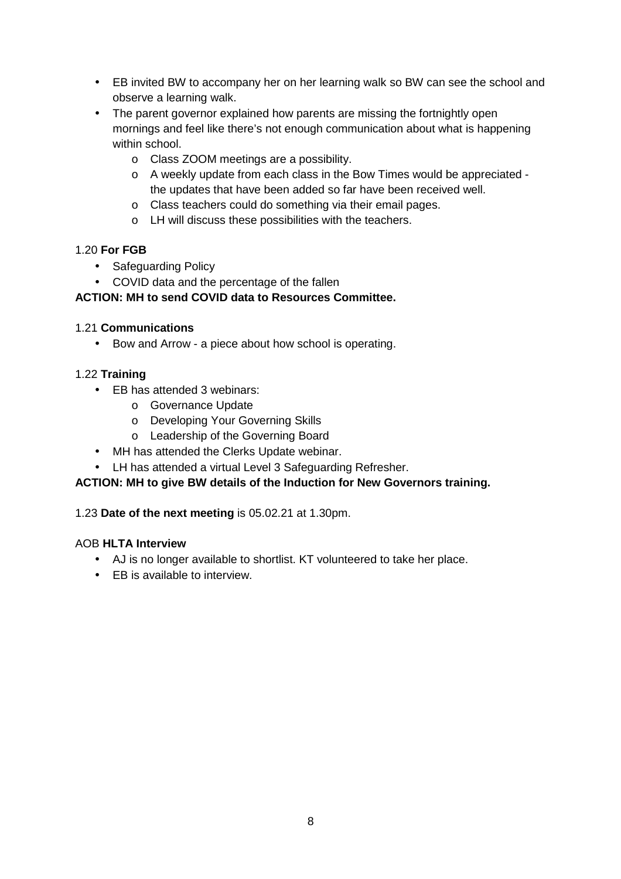- EB invited BW to accompany her on her learning walk so BW can see the school and observe a learning walk.
- The parent governor explained how parents are missing the fortnightly open mornings and feel like there's not enough communication about what is happening within school.
  - Class ZOOM meetings are a possibility.
  - A weekly update from each class in the Bow Times would be appreciated - the updates that have been added so far have been received well.
  - Class teachers could do something via their email pages.
  - LH will discuss these possibilities with the teachers.

1.20 **For FGB**

- Safeguarding Policy
- COVID data and the percentage of the fallen

**ACTION: MH to send COVID data to Resources Committee.**

1.21 **Communications**

- Bow and Arrow - a piece about how school is operating.

1.22 **Training**

- EB has attended 3 webinars:
  - Governance Update
  - Developing Your Governing Skills
  - Leadership of the Governing Board
- MH has attended the Clerks Update webinar.
- LH has attended a virtual Level 3 Safeguarding Refresher.

**ACTION: MH to give BW details of the Induction for New Governors training.**

1.23 **Date of the next meeting** is 05.02.21 at 1.30pm.

AOB **HLTA Interview**

- AJ is no longer available to shortlist. KT volunteered to take her place.
- EB is available to interview.